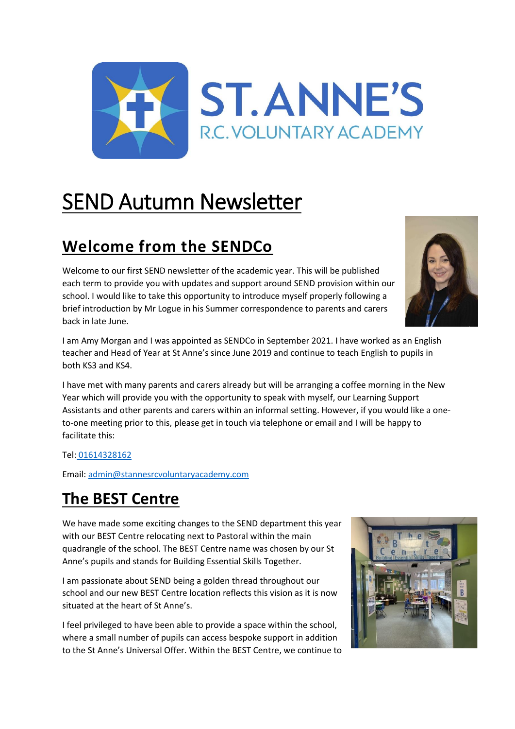# SEND Autumn Newsletter

## Welcome from the SENDCo

Welcome to our first SEND newsletter of the academic year. This will be published each term to provide you with updates and support around SEND provision within our school. I would like to take this opportunity to introduce myself properly following a brief introduction by Mr Logue in his Summer correspondence to parents and carers back in late June.

I am Amy Morgan and I was appointed as SENDCo in September 2021. I have worked as an English teacher and Head of Year at St Anne's since June 2019 and continue to teach English to pupils in both KS3 and KS4.

I have met with many parents and carers already but will be arranging a coffee morning in the New Year which will provide you with the opportunity to speak with myself, our Learning Support Assistants and other parents and carers within an informal setting. However, if you would like a one-to-one meeting prior to this, please get in touch via telephone or email and I will be happy to facilitate this:

Tel: 01614328162

Email: admin@stannesrcvoluntaryacademy.com

## The BEST Centre

We have made some exciting changes to the SEND department this year with our BEST Centre relocating next to Pastoral within the main quadrangle of the school. The BEST Centre name was chosen by our St Anne's pupils and stands for Building Essential Skills Together.

I am passionate about SEND being a golden thread throughout our school and our new BEST Centre location reflects this vision as it is now situated at the heart of St Anne's.

I feel privileged to have been able to provide a space within the school, where a small number of pupils can access bespoke support in addition to the St Anne's Universal Offer. Within the BEST Centre, we continue to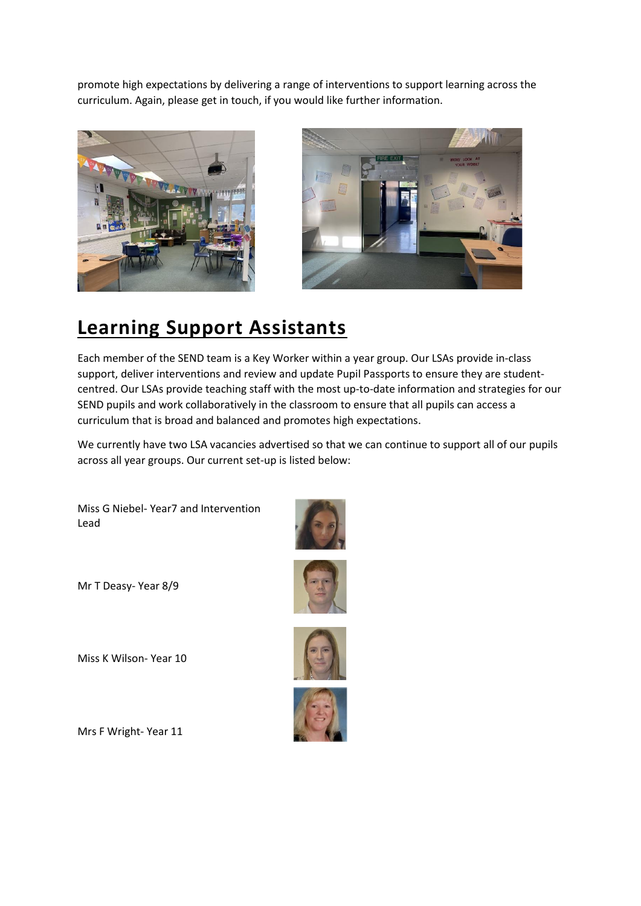promote high expectations by delivering a range of interventions to support learning across the curriculum. Again, please get in touch, if you would like further information.

## Learning Support Assistants

Each member of the SEND team is a Key Worker within a year group. Our LSAs provide in-class support, deliver interventions and review and update Pupil Passports to ensure they are student-centred. Our LSAs provide teaching staff with the most up-to-date information and strategies for our SEND pupils and work collaboratively in the classroom to ensure that all pupils can access a curriculum that is broad and balanced and promotes high expectations.

We currently have two LSA vacancies advertised so that we can continue to support all of our pupils across all year groups. Our current set-up is listed below:

Miss G Niebel- Year7 and Intervention Lead

Mr T Deasy- Year 8/9

Miss K Wilson- Year 10

Mrs F Wright- Year 11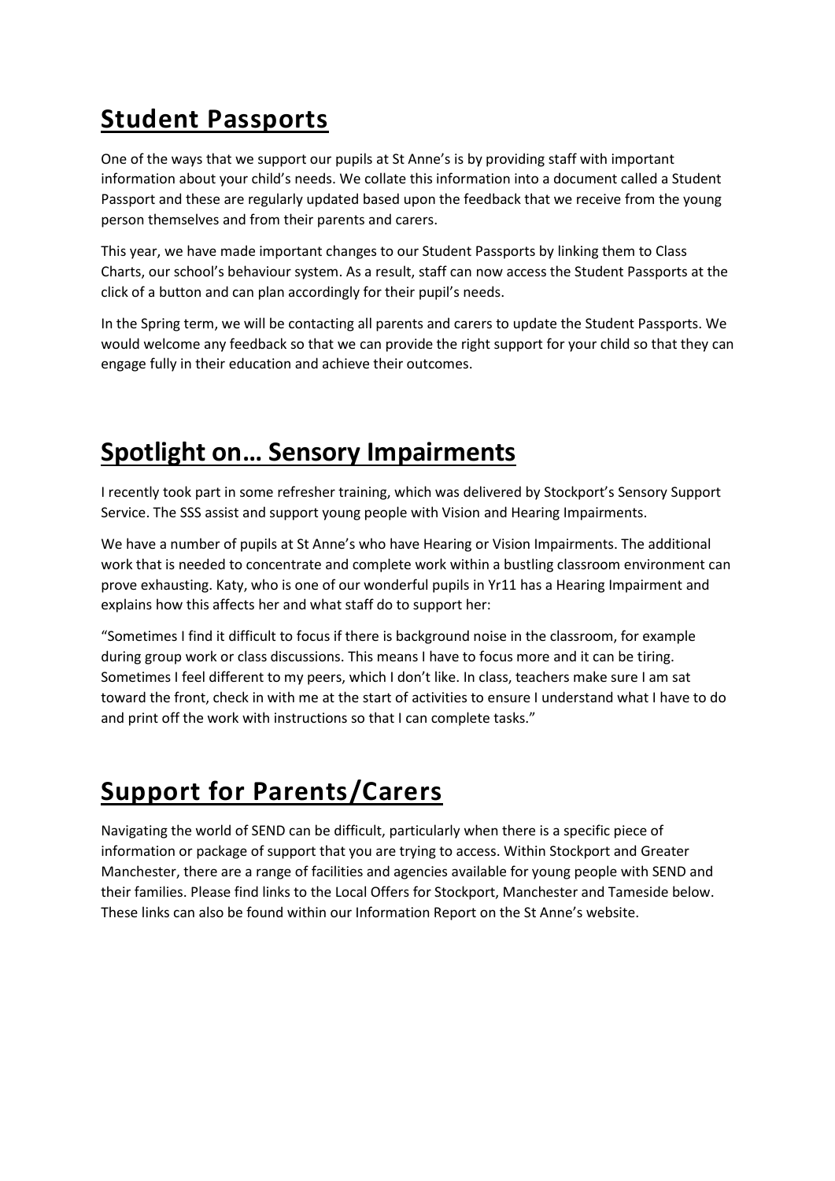## Student Passports

One of the ways that we support our pupils at St Anne's is by providing staff with important information about your child's needs. We collate this information into a document called a Student Passport and these are regularly updated based upon the feedback that we receive from the young person themselves and from their parents and carers.

This year, we have made important changes to our Student Passports by linking them to Class Charts, our school's behaviour system. As a result, staff can now access the Student Passports at the click of a button and can plan accordingly for their pupil's needs.

In the Spring term, we will be contacting all parents and carers to update the Student Passports. We would welcome any feedback so that we can provide the right support for your child so that they can engage fully in their education and achieve their outcomes.

## Spotlight on… Sensory Impairments

I recently took part in some refresher training, which was delivered by Stockport's Sensory Support Service. The SSS assist and support young people with Vision and Hearing Impairments.

We have a number of pupils at St Anne's who have Hearing or Vision Impairments. The additional work that is needed to concentrate and complete work within a bustling classroom environment can prove exhausting. Katy, who is one of our wonderful pupils in Yr11 has a Hearing Impairment and explains how this affects her and what staff do to support her:

"Sometimes I find it difficult to focus if there is background noise in the classroom, for example during group work or class discussions. This means I have to focus more and it can be tiring. Sometimes I feel different to my peers, which I don't like. In class, teachers make sure I am sat toward the front, check in with me at the start of activities to ensure I understand what I have to do and print off the work with instructions so that I can complete tasks."

## Support for Parents/Carers

Navigating the world of SEND can be difficult, particularly when there is a specific piece of information or package of support that you are trying to access. Within Stockport and Greater Manchester, there are a range of facilities and agencies available for young people with SEND and their families. Please find links to the Local Offers for Stockport, Manchester and Tameside below. These links can also be found within our Information Report on the St Anne's website.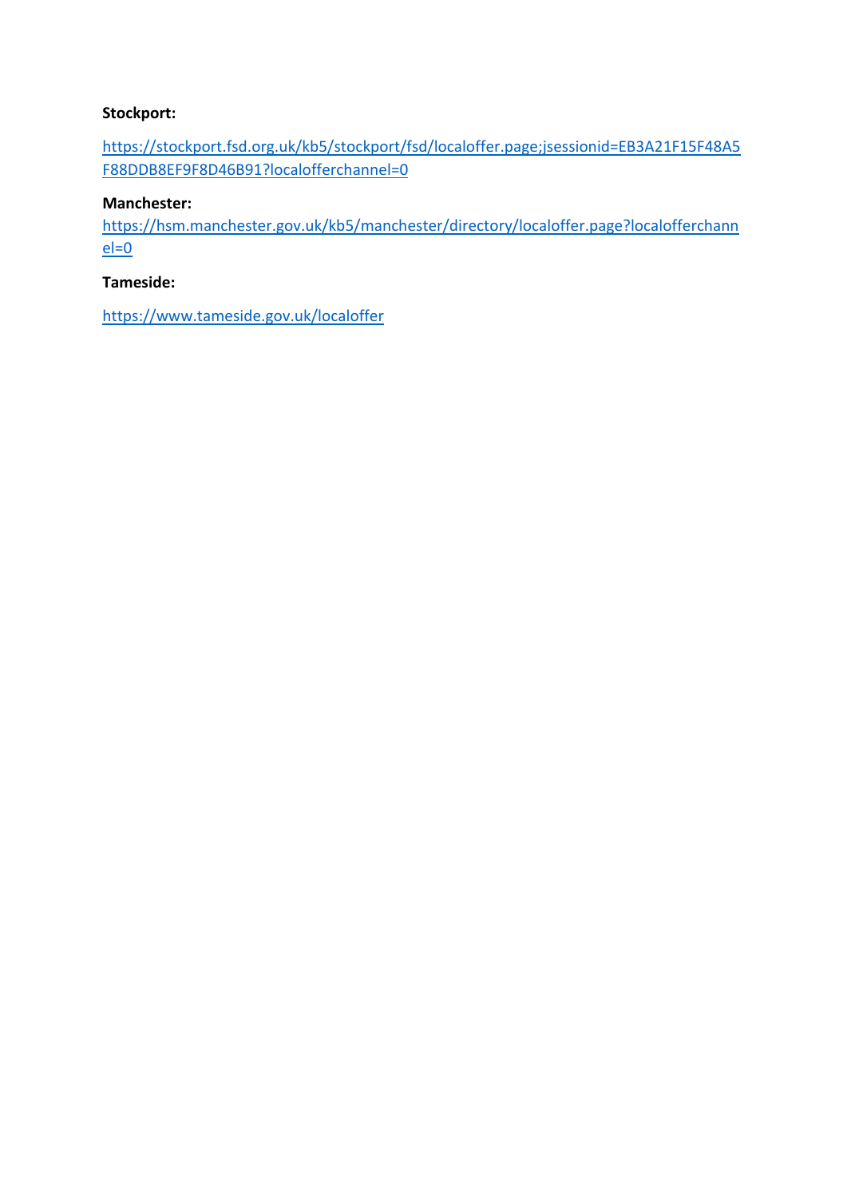**Stockport:**

https://stockport.fsd.org.uk/kb5/stockport/fsd/localoffer.page;jsessionid=EB3A21F15F48A5F88DDB8EF9F8D46B91?localofferchannel=0

**Manchester:**
https://hsm.manchester.gov.uk/kb5/manchester/directory/localoffer.page?localofferchannel=0

**Tameside:**

https://www.tameside.gov.uk/localoffer